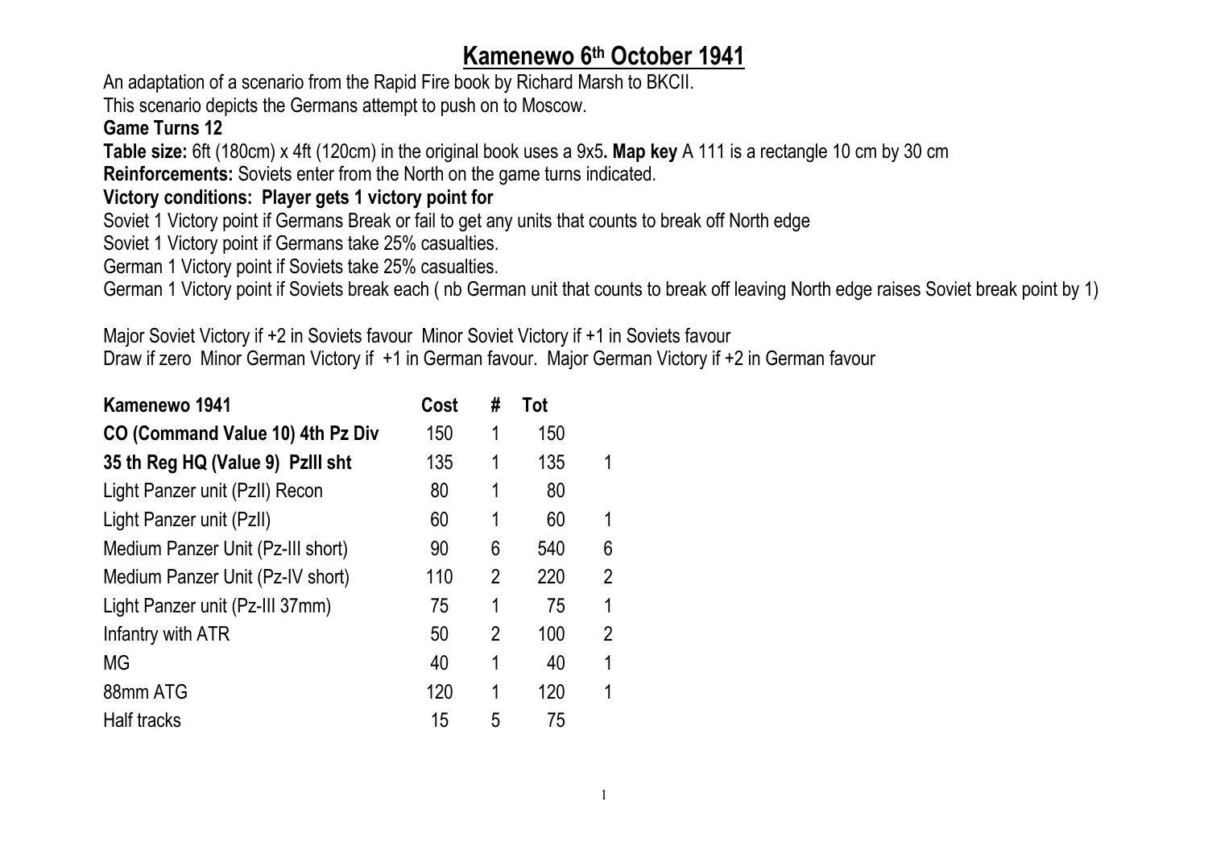# Kamenewo 6th October 1941

An adaptation of a scenario from the Rapid Fire book by Richard Marsh to BKCII.

This scenario depicts the Germans attempt to push on to Moscow.

**Game Turns 12**

**Table size:** 6ft (180cm) x 4ft (120cm) in the original book uses a 9x5**. Map key** A 111 is a rectangle 10 cm by 30 cm

**Reinforcements:** Soviets enter from the North on the game turns indicated.

**Victory conditions: Player gets 1 victory point for**

Soviet 1 Victory point if Germans Break or fail to get any units that counts to break off North edge

Soviet 1 Victory point if Germans take 25% casualties.

German 1 Victory point if Soviets take 25% casualties.

German 1 Victory point if Soviets break each ( nb German unit that counts to break off leaving North edge raises Soviet break point by 1)

Major Soviet Victory if +2 in Soviets favour Minor Soviet Victory if +1 in Soviets favour

Draw if zero Minor German Victory if +1 in German favour. Major German Victory if +2 in German favour

| **Kamenewo 1941** | **Cost** | **#** | **Tot** | |
|---|---|---|---|---|
| **CO (Command Value 10) 4th Pz Div** | 150 | 1 | 150 | |
| **35 th Reg HQ (Value 9) PzIII sht** | 135 | 1 | 135 | 1 |
| Light Panzer unit (PzII) Recon | 80 | 1 | 80 | |
| Light Panzer unit (PzII) | 60 | 1 | 60 | 1 |
| Medium Panzer Unit (Pz-III short) | 90 | 6 | 540 | 6 |
| Medium Panzer Unit (Pz-IV short) | 110 | 2 | 220 | 2 |
| Light Panzer unit (Pz-III 37mm) | 75 | 1 | 75 | 1 |
| Infantry with ATR | 50 | 2 | 100 | 2 |
| MG | 40 | 1 | 40 | 1 |
| 88mm ATG | 120 | 1 | 120 | 1 |
| Half tracks | 15 | 5 | 75 | |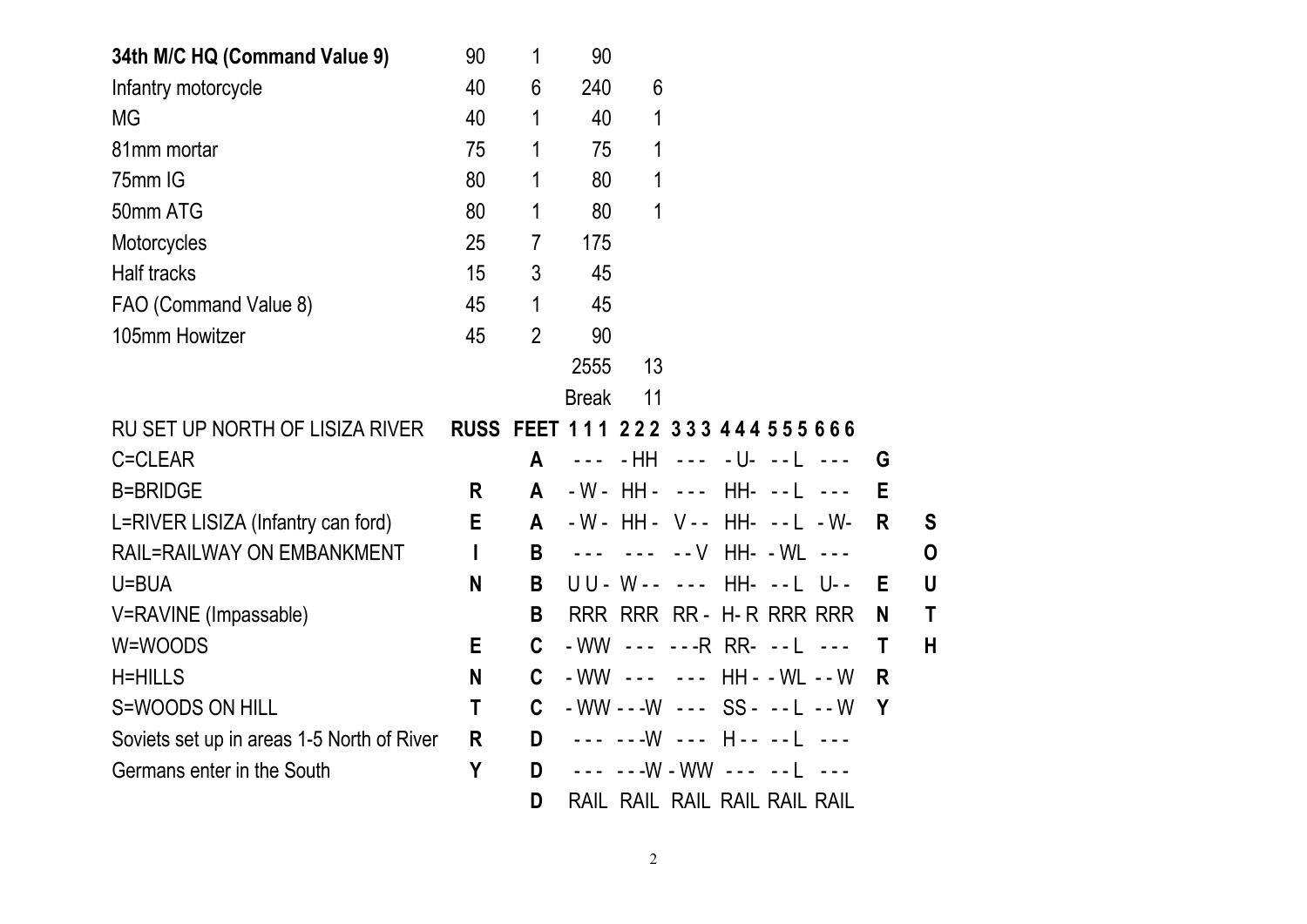| 34th M/C HQ (Command Value 9) | 90 | 1 | 90 | |
|---|---|---|---|---|
| Infantry motorcycle | 40 | 6 | 240 | 6 |
| MG | 40 | 1 | 40 | 1 |
| 81mm mortar | 75 | 1 | 75 | 1 |
| 75mm IG | 80 | 1 | 80 | 1 |
| 50mm ATG | 80 | 1 | 80 | 1 |
| Motorcycles | 25 | 7 | 175 | |
| Half tracks | 15 | 3 | 45 | |
| FAO (Command Value 8) | 45 | 1 | 45 | |
| 105mm Howitzer | 45 | 2 | 90 | |
| | | | 2555 | 13 |
| | | | Break | 11 |

| RU SET UP NORTH OF LISIZA RIVER | RUSS | FEET | 1 1 1 | 2 2 2 | 3 3 3 | 4 4 4 | 5 5 5 | 6 6 6 | | |
|---|---|---|---|---|---|---|---|---|---|---|
| C=CLEAR | | A | - - - | - HH | - - - | - U- | - - L | - - - | G | |
| B=BRIDGE | R | A | - W - | HH - | - - - | HH- | - - L | - - - | E | |
| L=RIVER LISIZA (Infantry can ford) | E | A | - W - | HH - | V - - | HH- | - - L | - W- | R | S |
| RAIL=RAILWAY ON EMBANKMENT | I | B | - - - | - - - | - - V | HH- | - WL | - - - | | O |
| U=BUA | N | B | U U - | W - - | - - - | HH- | - - L | U- - | E | U |
| V=RAVINE (Impassable) | | B | RRR | RRR | RR - | H- R | RRR | RRR | N | T |
| W=WOODS | E | C | - WW | - - - | - - -R | RR- | - - L | - - - | T | H |
| H=HILLS | N | C | - WW | - - - | - - - | HH - | - WL | - - W | R | |
| S=WOODS ON HILL | T | C | - WW | - - -W | - - - | SS - | - - L | - - W | Y | |
| Soviets set up in areas 1-5 North of River | R | D | - - - | - - -W | - - - | H - - | - - L | - - - | | |
| Germans enter in the South | Y | D | - - - | - - -W | - WW | - - - | - - L | - - - | | |
| | | D | RAIL | RAIL | RAIL | RAIL | RAIL | RAIL | | |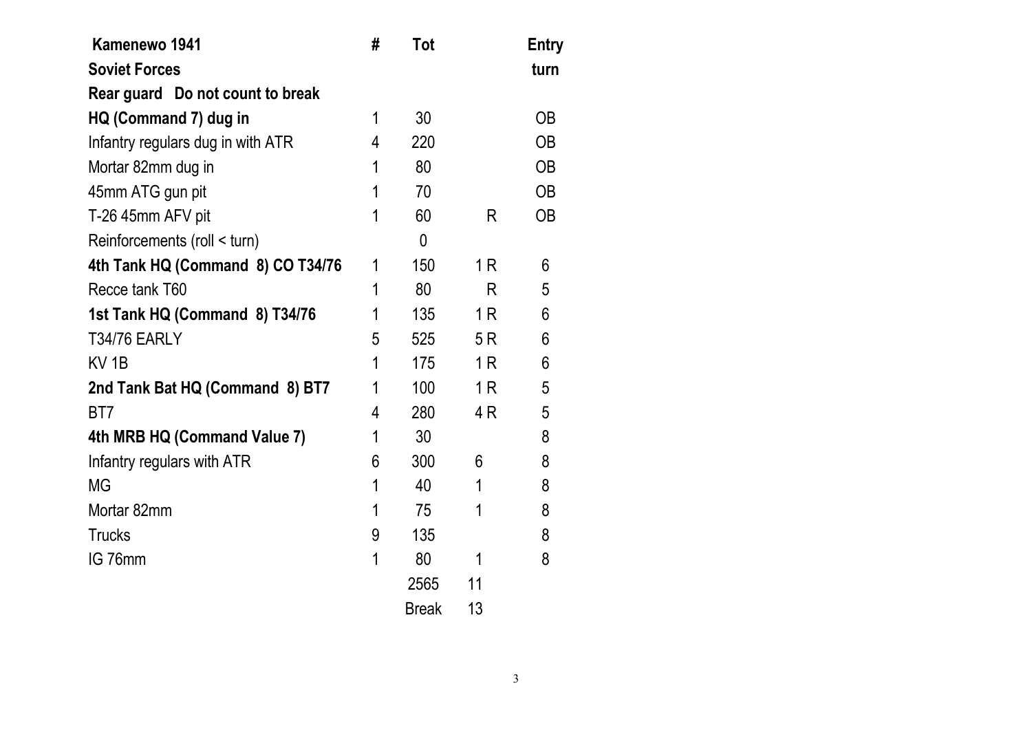| Kamenewo 1941 | # | Tot | | Entry |
|---|---|---|---|---|
| **Soviet Forces** | | | | **turn** |
| **Rear guard   Do not count to break** | | | | |
| **HQ (Command 7) dug in** | 1 | 30 | | OB |
| Infantry regulars dug in with ATR | 4 | 220 | | OB |
| Mortar 82mm dug in | 1 | 80 | | OB |
| 45mm ATG gun pit | 1 | 70 | | OB |
| T-26 45mm AFV pit | 1 | 60 | R | OB |
| Reinforcements (roll < turn) | | 0 | | |
| **4th Tank HQ (Command 8) CO T34/76** | 1 | 150 | 1 R | 6 |
| Recce tank T60 | 1 | 80 | R | 5 |
| **1st Tank HQ (Command 8) T34/76** | 1 | 135 | 1 R | 6 |
| T34/76 EARLY | 5 | 525 | 5 R | 6 |
| KV 1B | 1 | 175 | 1 R | 6 |
| **2nd Tank Bat HQ (Command 8) BT7** | 1 | 100 | 1 R | 5 |
| BT7 | 4 | 280 | 4 R | 5 |
| **4th MRB HQ (Command Value 7)** | 1 | 30 | | 8 |
| Infantry regulars with ATR | 6 | 300 | 6 | 8 |
| MG | 1 | 40 | 1 | 8 |
| Mortar 82mm | 1 | 75 | 1 | 8 |
| Trucks | 9 | 135 | | 8 |
| IG 76mm | 1 | 80 | 1 | 8 |
| | | 2565 | 11 | |
| | | Break | 13 | |